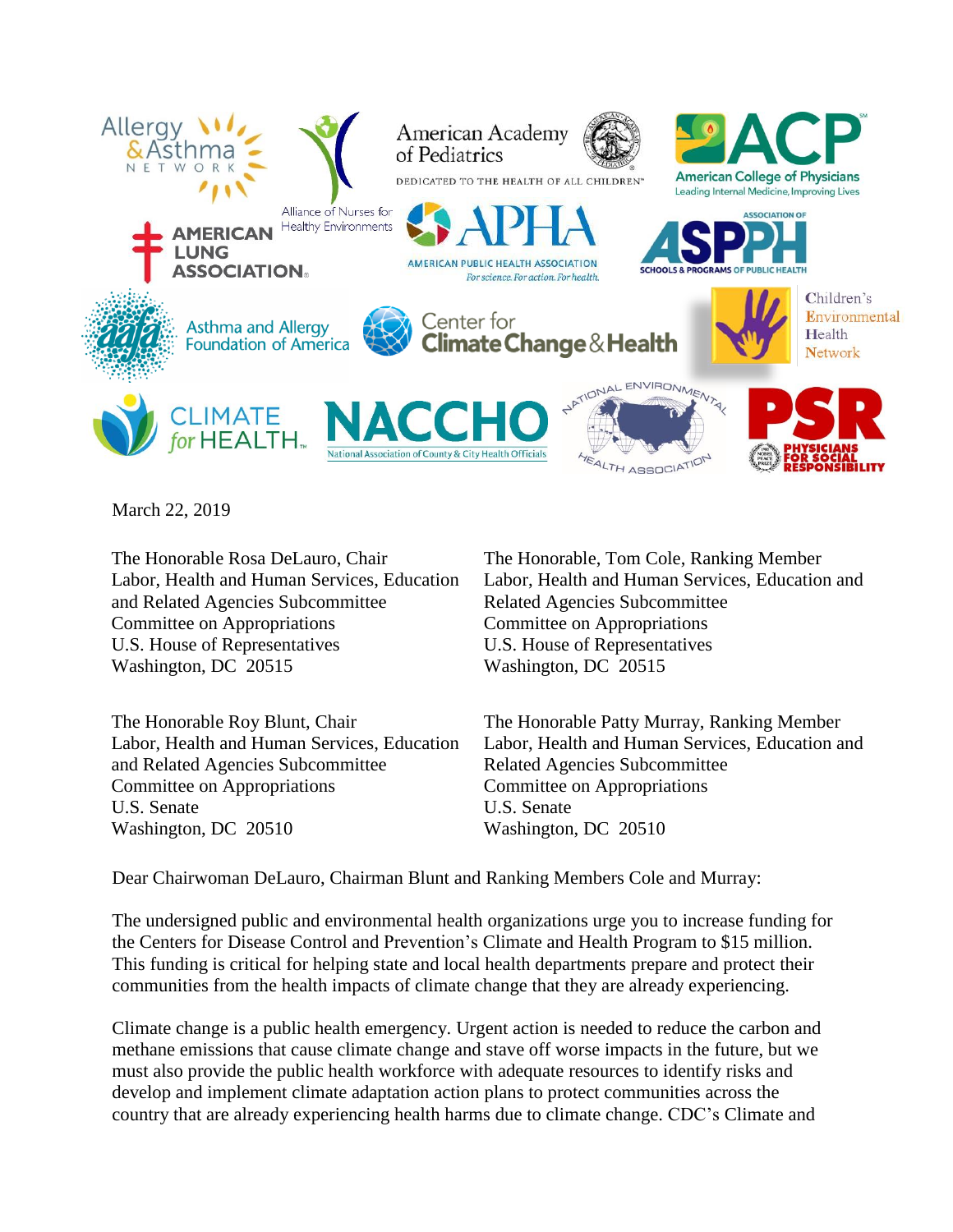Allergy & Asthma Network

Alliance of Nurses for Healthy Environments

American Academy of Pediatrics — DEDICATED TO THE HEALTH OF ALL CHILDREN

ACP — American College of Physicians — Leading Internal Medicine, Improving Lives

American Lung Association

APHA — American Public Health Association — For science. For action. For health.

ASPPH — Association of Schools & Programs of Public Health

Asthma and Allergy Foundation of America

Center for Climate Change & Health

Children's Environmental Health Network

Climate for Health

NACCHO — National Association of County & City Health Officials

National Environmental Health Association

PSR — Physicians for Social Responsibility

March 22, 2019

The Honorable Rosa DeLauro, Chair
Labor, Health and Human Services, Education and Related Agencies Subcommittee
Committee on Appropriations
U.S. House of Representatives
Washington, DC 20515

The Honorable, Tom Cole, Ranking Member
Labor, Health and Human Services, Education and Related Agencies Subcommittee
Committee on Appropriations
U.S. House of Representatives
Washington, DC 20515

The Honorable Roy Blunt, Chair
Labor, Health and Human Services, Education and Related Agencies Subcommittee
Committee on Appropriations
U.S. Senate
Washington, DC 20510

The Honorable Patty Murray, Ranking Member
Labor, Health and Human Services, Education and Related Agencies Subcommittee
Committee on Appropriations
U.S. Senate
Washington, DC 20510

Dear Chairwoman DeLauro, Chairman Blunt and Ranking Members Cole and Murray:

The undersigned public and environmental health organizations urge you to increase funding for the Centers for Disease Control and Prevention's Climate and Health Program to $15 million. This funding is critical for helping state and local health departments prepare and protect their communities from the health impacts of climate change that they are already experiencing.

Climate change is a public health emergency. Urgent action is needed to reduce the carbon and methane emissions that cause climate change and stave off worse impacts in the future, but we must also provide the public health workforce with adequate resources to identify risks and develop and implement climate adaptation action plans to protect communities across the country that are already experiencing health harms due to climate change. CDC's Climate and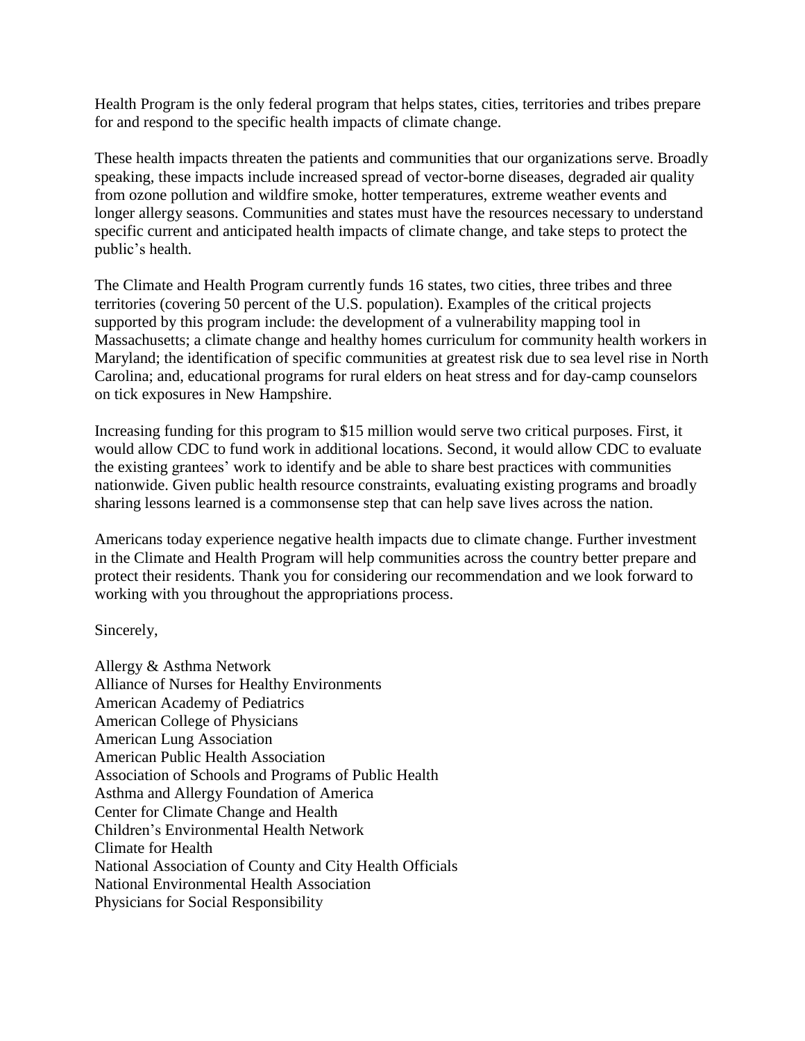Health Program is the only federal program that helps states, cities, territories and tribes prepare for and respond to the specific health impacts of climate change.

These health impacts threaten the patients and communities that our organizations serve. Broadly speaking, these impacts include increased spread of vector-borne diseases, degraded air quality from ozone pollution and wildfire smoke, hotter temperatures, extreme weather events and longer allergy seasons. Communities and states must have the resources necessary to understand specific current and anticipated health impacts of climate change, and take steps to protect the public's health.

The Climate and Health Program currently funds 16 states, two cities, three tribes and three territories (covering 50 percent of the U.S. population). Examples of the critical projects supported by this program include: the development of a vulnerability mapping tool in Massachusetts; a climate change and healthy homes curriculum for community health workers in Maryland; the identification of specific communities at greatest risk due to sea level rise in North Carolina; and, educational programs for rural elders on heat stress and for day-camp counselors on tick exposures in New Hampshire.

Increasing funding for this program to $15 million would serve two critical purposes. First, it would allow CDC to fund work in additional locations. Second, it would allow CDC to evaluate the existing grantees' work to identify and be able to share best practices with communities nationwide. Given public health resource constraints, evaluating existing programs and broadly sharing lessons learned is a commonsense step that can help save lives across the nation.

Americans today experience negative health impacts due to climate change. Further investment in the Climate and Health Program will help communities across the country better prepare and protect their residents. Thank you for considering our recommendation and we look forward to working with you throughout the appropriations process.

Sincerely,

Allergy & Asthma Network
Alliance of Nurses for Healthy Environments
American Academy of Pediatrics
American College of Physicians
American Lung Association
American Public Health Association
Association of Schools and Programs of Public Health
Asthma and Allergy Foundation of America
Center for Climate Change and Health
Children's Environmental Health Network
Climate for Health
National Association of County and City Health Officials
National Environmental Health Association
Physicians for Social Responsibility